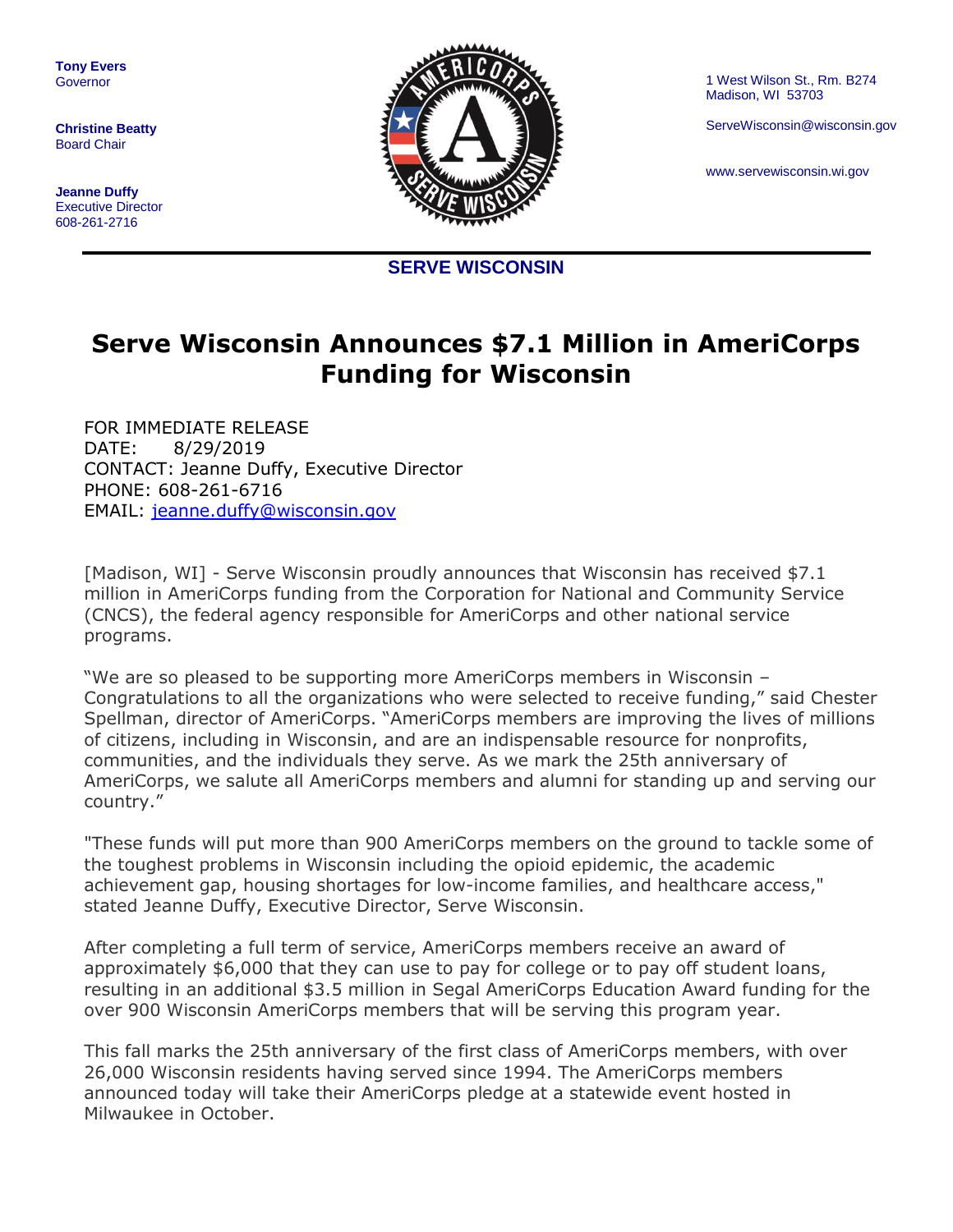Tony Evers
Governor

Christine Beatty
Board Chair

Jeanne Duffy
Executive Director
608-261-2716

1 West Wilson St., Rm. B274
Madison, WI 53703

ServeWisconsin@wisconsin.gov

www.servewisconsin.wi.gov

**SERVE WISCONSIN**

# Serve Wisconsin Announces $7.1 Million in AmeriCorps Funding for Wisconsin

FOR IMMEDIATE RELEASE
DATE: 8/29/2019
CONTACT: Jeanne Duffy, Executive Director
PHONE: 608-261-6716
EMAIL: jeanne.duffy@wisconsin.gov

[Madison, WI] - Serve Wisconsin proudly announces that Wisconsin has received $7.1 million in AmeriCorps funding from the Corporation for National and Community Service (CNCS), the federal agency responsible for AmeriCorps and other national service programs.

"We are so pleased to be supporting more AmeriCorps members in Wisconsin – Congratulations to all the organizations who were selected to receive funding," said Chester Spellman, director of AmeriCorps. "AmeriCorps members are improving the lives of millions of citizens, including in Wisconsin, and are an indispensable resource for nonprofits, communities, and the individuals they serve. As we mark the 25th anniversary of AmeriCorps, we salute all AmeriCorps members and alumni for standing up and serving our country."

"These funds will put more than 900 AmeriCorps members on the ground to tackle some of the toughest problems in Wisconsin including the opioid epidemic, the academic achievement gap, housing shortages for low-income families, and healthcare access," stated Jeanne Duffy, Executive Director, Serve Wisconsin.

After completing a full term of service, AmeriCorps members receive an award of approximately $6,000 that they can use to pay for college or to pay off student loans, resulting in an additional $3.5 million in Segal AmeriCorps Education Award funding for the over 900 Wisconsin AmeriCorps members that will be serving this program year.

This fall marks the 25th anniversary of the first class of AmeriCorps members, with over 26,000 Wisconsin residents having served since 1994. The AmeriCorps members announced today will take their AmeriCorps pledge at a statewide event hosted in Milwaukee in October.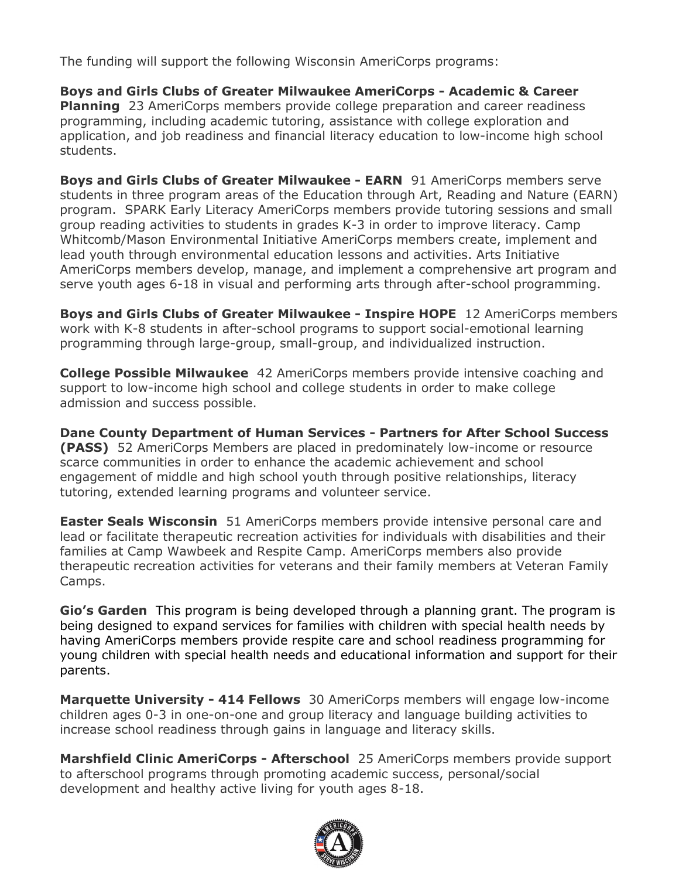The funding will support the following Wisconsin AmeriCorps programs:

**Boys and Girls Clubs of Greater Milwaukee AmeriCorps - Academic & Career Planning** 23 AmeriCorps members provide college preparation and career readiness programming, including academic tutoring, assistance with college exploration and application, and job readiness and financial literacy education to low-income high school students.

**Boys and Girls Clubs of Greater Milwaukee - EARN** 91 AmeriCorps members serve students in three program areas of the Education through Art, Reading and Nature (EARN) program. SPARK Early Literacy AmeriCorps members provide tutoring sessions and small group reading activities to students in grades K-3 in order to improve literacy. Camp Whitcomb/Mason Environmental Initiative AmeriCorps members create, implement and lead youth through environmental education lessons and activities. Arts Initiative AmeriCorps members develop, manage, and implement a comprehensive art program and serve youth ages 6-18 in visual and performing arts through after-school programming.

**Boys and Girls Clubs of Greater Milwaukee - Inspire HOPE** 12 AmeriCorps members work with K-8 students in after-school programs to support social-emotional learning programming through large-group, small-group, and individualized instruction.

**College Possible Milwaukee** 42 AmeriCorps members provide intensive coaching and support to low-income high school and college students in order to make college admission and success possible.

**Dane County Department of Human Services - Partners for After School Success (PASS)** 52 AmeriCorps Members are placed in predominately low-income or resource scarce communities in order to enhance the academic achievement and school engagement of middle and high school youth through positive relationships, literacy tutoring, extended learning programs and volunteer service.

**Easter Seals Wisconsin** 51 AmeriCorps members provide intensive personal care and lead or facilitate therapeutic recreation activities for individuals with disabilities and their families at Camp Wawbeek and Respite Camp. AmeriCorps members also provide therapeutic recreation activities for veterans and their family members at Veteran Family Camps.

**Gio's Garden** This program is being developed through a planning grant. The program is being designed to expand services for families with children with special health needs by having AmeriCorps members provide respite care and school readiness programming for young children with special health needs and educational information and support for their parents.

**Marquette University - 414 Fellows** 30 AmeriCorps members will engage low-income children ages 0-3 in one-on-one and group literacy and language building activities to increase school readiness through gains in language and literacy skills.

**Marshfield Clinic AmeriCorps - Afterschool** 25 AmeriCorps members provide support to afterschool programs through promoting academic success, personal/social development and healthy active living for youth ages 8-18.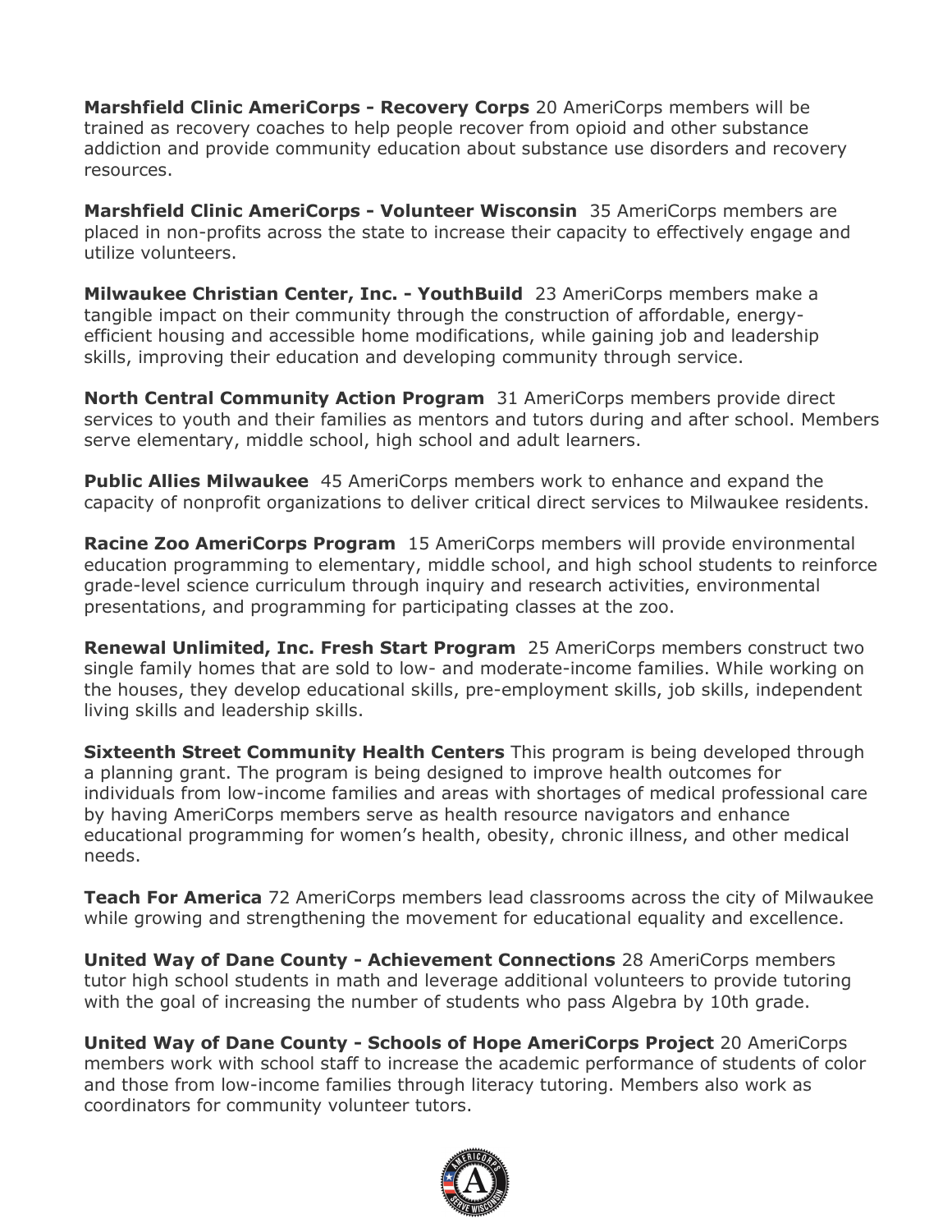**Marshfield Clinic AmeriCorps - Recovery Corps** 20 AmeriCorps members will be trained as recovery coaches to help people recover from opioid and other substance addiction and provide community education about substance use disorders and recovery resources.

**Marshfield Clinic AmeriCorps - Volunteer Wisconsin** 35 AmeriCorps members are placed in non-profits across the state to increase their capacity to effectively engage and utilize volunteers.

**Milwaukee Christian Center, Inc. - YouthBuild** 23 AmeriCorps members make a tangible impact on their community through the construction of affordable, energy-efficient housing and accessible home modifications, while gaining job and leadership skills, improving their education and developing community through service.

**North Central Community Action Program** 31 AmeriCorps members provide direct services to youth and their families as mentors and tutors during and after school. Members serve elementary, middle school, high school and adult learners.

**Public Allies Milwaukee** 45 AmeriCorps members work to enhance and expand the capacity of nonprofit organizations to deliver critical direct services to Milwaukee residents.

**Racine Zoo AmeriCorps Program** 15 AmeriCorps members will provide environmental education programming to elementary, middle school, and high school students to reinforce grade-level science curriculum through inquiry and research activities, environmental presentations, and programming for participating classes at the zoo.

**Renewal Unlimited, Inc. Fresh Start Program** 25 AmeriCorps members construct two single family homes that are sold to low- and moderate-income families. While working on the houses, they develop educational skills, pre-employment skills, job skills, independent living skills and leadership skills.

**Sixteenth Street Community Health Centers** This program is being developed through a planning grant. The program is being designed to improve health outcomes for individuals from low-income families and areas with shortages of medical professional care by having AmeriCorps members serve as health resource navigators and enhance educational programming for women's health, obesity, chronic illness, and other medical needs.

**Teach For America** 72 AmeriCorps members lead classrooms across the city of Milwaukee while growing and strengthening the movement for educational equality and excellence.

**United Way of Dane County - Achievement Connections** 28 AmeriCorps members tutor high school students in math and leverage additional volunteers to provide tutoring with the goal of increasing the number of students who pass Algebra by 10th grade.

**United Way of Dane County - Schools of Hope AmeriCorps Project** 20 AmeriCorps members work with school staff to increase the academic performance of students of color and those from low-income families through literacy tutoring. Members also work as coordinators for community volunteer tutors.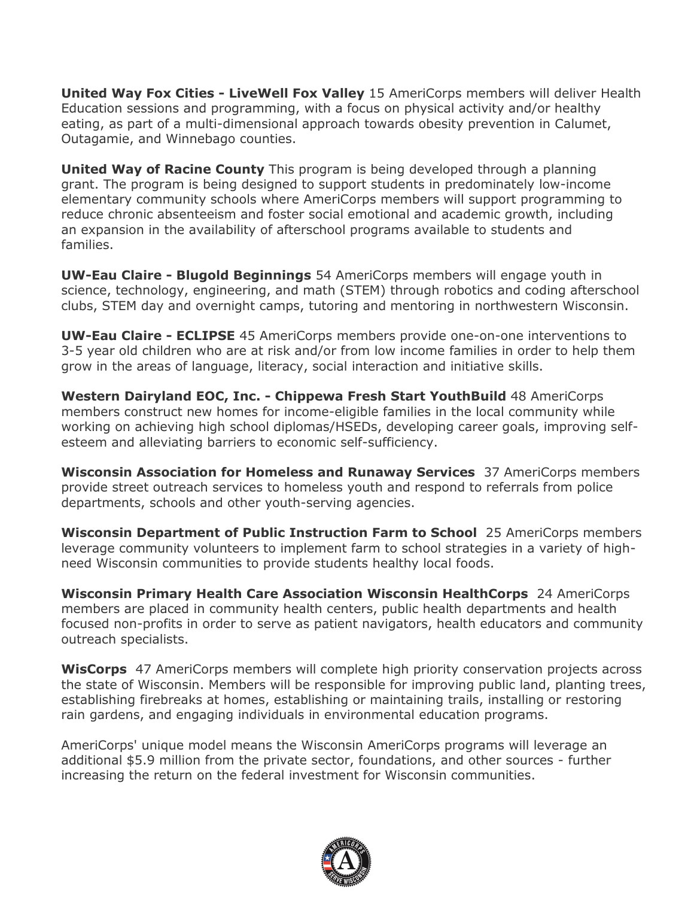**United Way Fox Cities - LiveWell Fox Valley** 15 AmeriCorps members will deliver Health Education sessions and programming, with a focus on physical activity and/or healthy eating, as part of a multi-dimensional approach towards obesity prevention in Calumet, Outagamie, and Winnebago counties.

**United Way of Racine County** This program is being developed through a planning grant. The program is being designed to support students in predominately low-income elementary community schools where AmeriCorps members will support programming to reduce chronic absenteeism and foster social emotional and academic growth, including an expansion in the availability of afterschool programs available to students and families.

**UW-Eau Claire - Blugold Beginnings** 54 AmeriCorps members will engage youth in science, technology, engineering, and math (STEM) through robotics and coding afterschool clubs, STEM day and overnight camps, tutoring and mentoring in northwestern Wisconsin.

**UW-Eau Claire - ECLIPSE** 45 AmeriCorps members provide one-on-one interventions to 3-5 year old children who are at risk and/or from low income families in order to help them grow in the areas of language, literacy, social interaction and initiative skills.

**Western Dairyland EOC, Inc. - Chippewa Fresh Start YouthBuild** 48 AmeriCorps members construct new homes for income-eligible families in the local community while working on achieving high school diplomas/HSEDs, developing career goals, improving self-esteem and alleviating barriers to economic self-sufficiency.

**Wisconsin Association for Homeless and Runaway Services** 37 AmeriCorps members provide street outreach services to homeless youth and respond to referrals from police departments, schools and other youth-serving agencies.

**Wisconsin Department of Public Instruction Farm to School** 25 AmeriCorps members leverage community volunteers to implement farm to school strategies in a variety of high-need Wisconsin communities to provide students healthy local foods.

**Wisconsin Primary Health Care Association Wisconsin HealthCorps** 24 AmeriCorps members are placed in community health centers, public health departments and health focused non-profits in order to serve as patient navigators, health educators and community outreach specialists.

**WisCorps** 47 AmeriCorps members will complete high priority conservation projects across the state of Wisconsin. Members will be responsible for improving public land, planting trees, establishing firebreaks at homes, establishing or maintaining trails, installing or restoring rain gardens, and engaging individuals in environmental education programs.

AmeriCorps' unique model means the Wisconsin AmeriCorps programs will leverage an additional $5.9 million from the private sector, foundations, and other sources - further increasing the return on the federal investment for Wisconsin communities.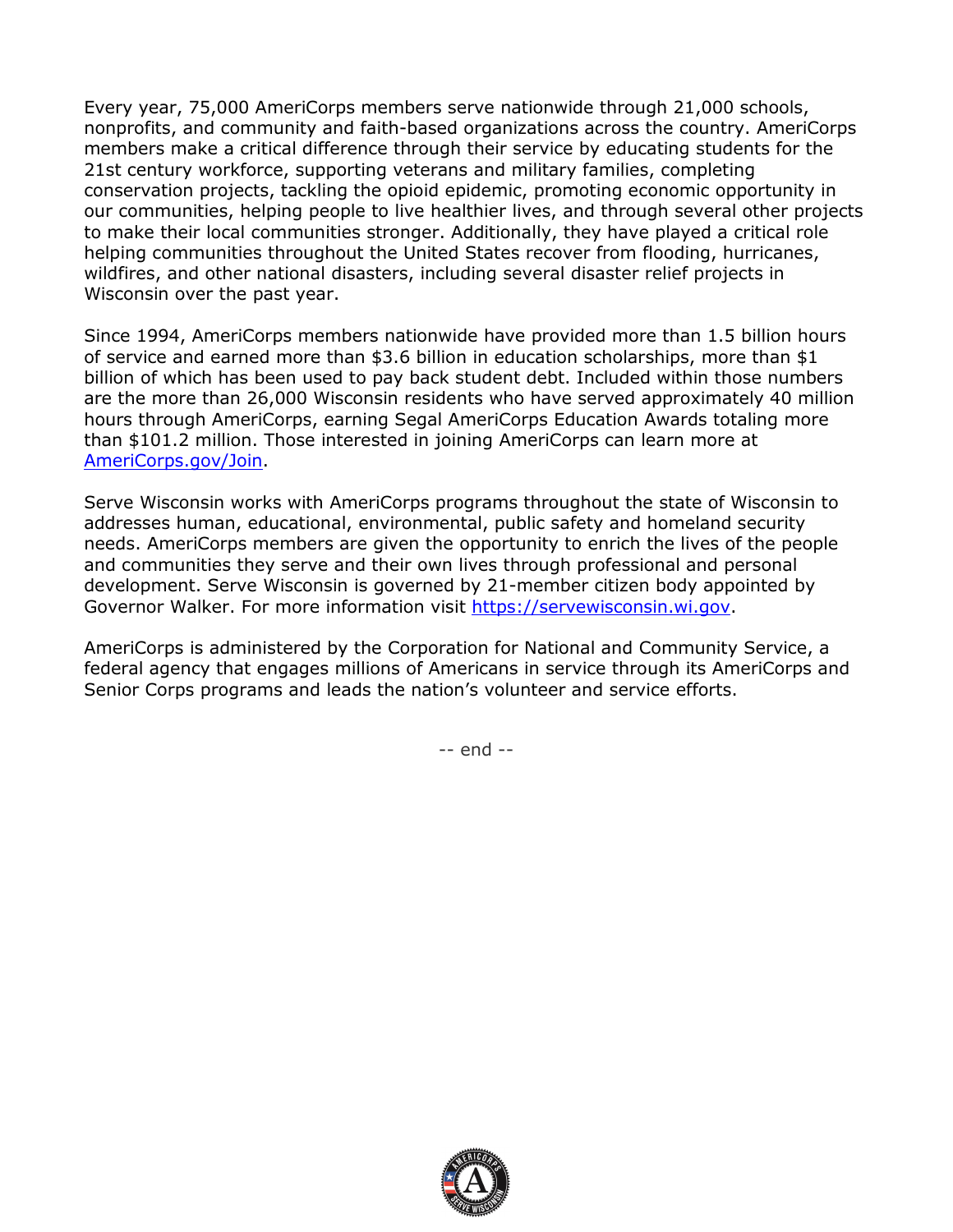Every year, 75,000 AmeriCorps members serve nationwide through 21,000 schools, nonprofits, and community and faith-based organizations across the country. AmeriCorps members make a critical difference through their service by educating students for the 21st century workforce, supporting veterans and military families, completing conservation projects, tackling the opioid epidemic, promoting economic opportunity in our communities, helping people to live healthier lives, and through several other projects to make their local communities stronger. Additionally, they have played a critical role helping communities throughout the United States recover from flooding, hurricanes, wildfires, and other national disasters, including several disaster relief projects in Wisconsin over the past year.

Since 1994, AmeriCorps members nationwide have provided more than 1.5 billion hours of service and earned more than $3.6 billion in education scholarships, more than $1 billion of which has been used to pay back student debt. Included within those numbers are the more than 26,000 Wisconsin residents who have served approximately 40 million hours through AmeriCorps, earning Segal AmeriCorps Education Awards totaling more than $101.2 million. Those interested in joining AmeriCorps can learn more at [AmeriCorps.gov/Join](AmeriCorps.gov/Join).

Serve Wisconsin works with AmeriCorps programs throughout the state of Wisconsin to addresses human, educational, environmental, public safety and homeland security needs. AmeriCorps members are given the opportunity to enrich the lives of the people and communities they serve and their own lives through professional and personal development. Serve Wisconsin is governed by 21-member citizen body appointed by Governor Walker. For more information visit [https://servewisconsin.wi.gov](https://servewisconsin.wi.gov).

AmeriCorps is administered by the Corporation for National and Community Service, a federal agency that engages millions of Americans in service through its AmeriCorps and Senior Corps programs and leads the nation's volunteer and service efforts.

-- end --